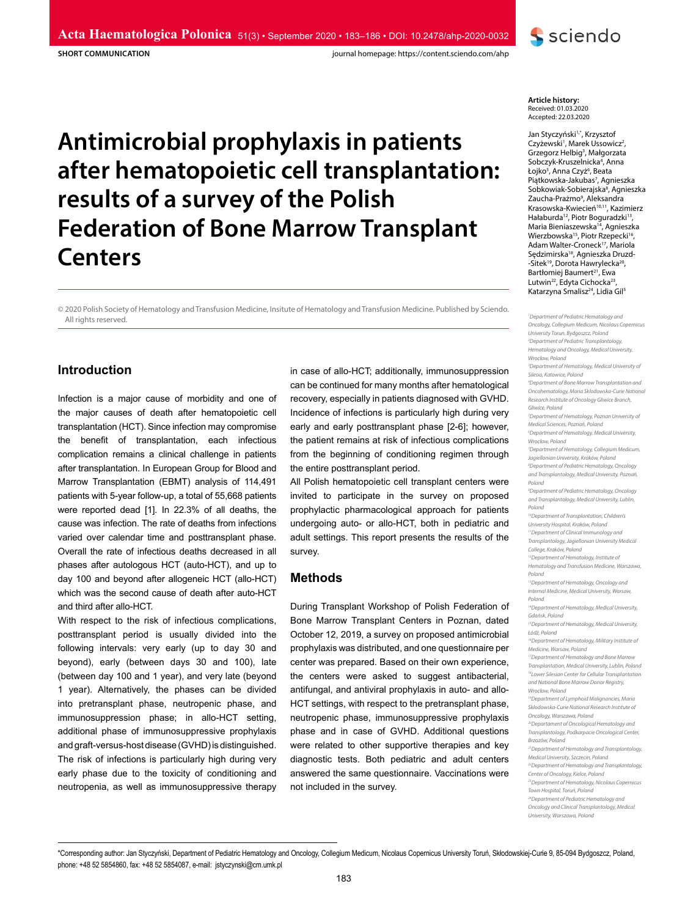SHORT COMMUNICATION

# Antimicrobial prophylaxis in patients after hematopoietic cell transplantation: results of a survey of the Polish Federation of Bone Marrow Transplant Centers

**Article history:**
Received: 01.03.2020
Accepted: 22.03.2020

Jan Styczyński[1,*], Krzysztof Czyżewski[1], Marek Ussowicz[2], Grzegorz Helbig[3], Małgorzata Sobczyk-Kruszelnicka[4], Anna Łojko[5], Anna Czyż[6], Beata Piątkowska-Jakubas[7], Agnieszka Sobkowiak-Sobierajska[8], Agnieszka Zaucha-Prażmo[9], Aleksandra Krasowska-Kwiecień[10,11], Kazimierz Hałaburda[12], Piotr Boguradzki[13], Maria Bieniaszewska[14], Agnieszka Wierzbowska[15], Piotr Rzepecki[16], Adam Walter-Croneck[17], Mariola Sędzimirska[18], Agnieszka Druzd-Sitek[19], Dorota Hawrylecka[20], Bartłomiej Baumert[21], Ewa Lutwin[22], Edyta Cichocka[23], Katarzyna Smalisz[24], Lidia Gil[5]

*[1]Department of Pediatric Hematology and Oncology, Collegium Medicum, Nicolaus Copernicus University Torun, Bydgoszcz, Poland*
*[2]Department of Pediatric Transplantology, Hematology and Oncology, Medical University, Wrocław, Poland*
*[3]Department of Hematology, Medical University of Silesia, Katowice, Poland*
*[4]Department of Bone Marrow Transplantation and Oncohematology, Maria Skłodowska-Curie National Research Institute of Oncology Gliwice Branch, Gliwice, Poland*
*[5]Department of Hematology, Poznan University of Medical Sciences, Poznań, Poland*
*[6]Department of Hematology, Medical University, Wrocław, Poland*
*[7]Department of Hematology, Collegium Medicum, Jagiellonian University, Kraków, Poland*
*[8]Department of Pediatric Hematology, Oncology and Transplantology, Medical University, Poznań, Poland*
*[9]Department of Pediatric Hematology, Oncology and Transplantology, Medical University, Lublin, Poland*
*[10]Department of Transplantation, Children's University Hospital, Kraków, Poland*
*[11]Department of Clinical Immunology and Transplantology, Jagiellonian University Medical College, Kraków, Poland*
*[12]Department of Hematology, Institute of Hematology and Transfusion Medicine, Warszawa, Poland*
*[13]Department of Hematology, Oncology and Internal Medicine, Medical University, Warsaw, Poland*
*[14]Department of Hematology, Medical University, Gdańsk, Poland*
*[15]Department of Hematology, Medical University, Łódź, Poland*
*[16]Department of Hematology, Military Institute of Medicine, Warsaw, Poland*
*[17]Department of Hematology and Bone Marrow Transplantation, Medical University, Lublin, Poland*
*[18]Lower Silesian Center for Cellular Transplantation and National Bone Marrow Donor Registry, Wrocław, Poland*
*[19]Department of Lymphoid Malignancies, Maria Skłodowska-Curie National Research Institute of Oncology, Warszawa, Poland*
*[20]Departament of Oncological Hematology and Transplantology, Podkarpacie Oncological Center, Brzozów, Poland*
*[21]Department of Hematology and Transplantology, Medical University, Szczecin, Poland*
*[22]Department of Hematology and Transplantology, Center of Oncology, Kielce, Poland*
*[23]Department of Hematology, Nicolaus Copernicus Town Hospital, Toruń, Poland*
*[24]Department of Pediatric Hematology and Oncology and Clinical Transplantology, Medical University, Warszawa, Poland*

© 2020 Polish Society of Hematology and Transfusion Medicine, Insitute of Hematology and Transfusion Medicine. Published by Sciendo. All rights reserved.

## Introduction

Infection is a major cause of morbidity and one of the major causes of death after hematopoietic cell transplantation (HCT). Since infection may compromise the benefit of transplantation, each infectious complication remains a clinical challenge in patients after transplantation. In European Group for Blood and Marrow Transplantation (EBMT) analysis of 114,491 patients with 5-year follow-up, a total of 55,668 patients were reported dead [1]. In 22.3% of all deaths, the cause was infection. The rate of deaths from infections varied over calendar time and posttransplant phase. Overall the rate of infectious deaths decreased in all phases after autologous HCT (auto-HCT), and up to day 100 and beyond after allogeneic HCT (allo-HCT) which was the second cause of death after auto-HCT and third after allo-HCT.

With respect to the risk of infectious complications, posttransplant period is usually divided into the following intervals: very early (up to day 30 and beyond), early (between days 30 and 100), late (between day 100 and 1 year), and very late (beyond 1 year). Alternatively, the phases can be divided into pretransplant phase, neutropenic phase, and immunosuppression phase; in allo-HCT setting, additional phase of immunosuppressive prophylaxis and graft-versus-host disease (GVHD) is distinguished. The risk of infections is particularly high during very early phase due to the toxicity of conditioning and neutropenia, as well as immunosuppressive therapy in case of allo-HCT; additionally, immunosuppression can be continued for many months after hematological recovery, especially in patients diagnosed with GVHD. Incidence of infections is particularly high during very early and early posttransplant phase [2-6]; however, the patient remains at risk of infectious complications from the beginning of conditioning regimen through the entire posttransplant period.

All Polish hematopoietic cell transplant centers were invited to participate in the survey on proposed prophylactic pharmacological approach for patients undergoing auto- or allo-HCT, both in pediatric and adult settings. This report presents the results of the survey.

## Methods

During Transplant Workshop of Polish Federation of Bone Marrow Transplant Centers in Poznan, dated October 12, 2019, a survey on proposed antimicrobial prophylaxis was distributed, and one questionnaire per center was prepared. Based on their own experience, the centers were asked to suggest antibacterial, antifungal, and antiviral prophylaxis in auto- and allo-HCT settings, with respect to the pretransplant phase, neutropenic phase, immunosuppressive prophylaxis phase and in case of GVHD. Additional questions were related to other supportive therapies and key diagnostic tests. Both pediatric and adult centers answered the same questionnaire. Vaccinations were not included in the survey.

*Corresponding author: Jan Styczyński, Department of Pediatric Hematology and Oncology, Collegium Medicum, Nicolaus Copernicus University Toruń, Skłodowskiej-Curie 9, 85-094 Bydgoszcz, Poland, phone: +48 52 5854860, fax: +48 52 5854087, e-mail: jstyczynski@cm.umk.pl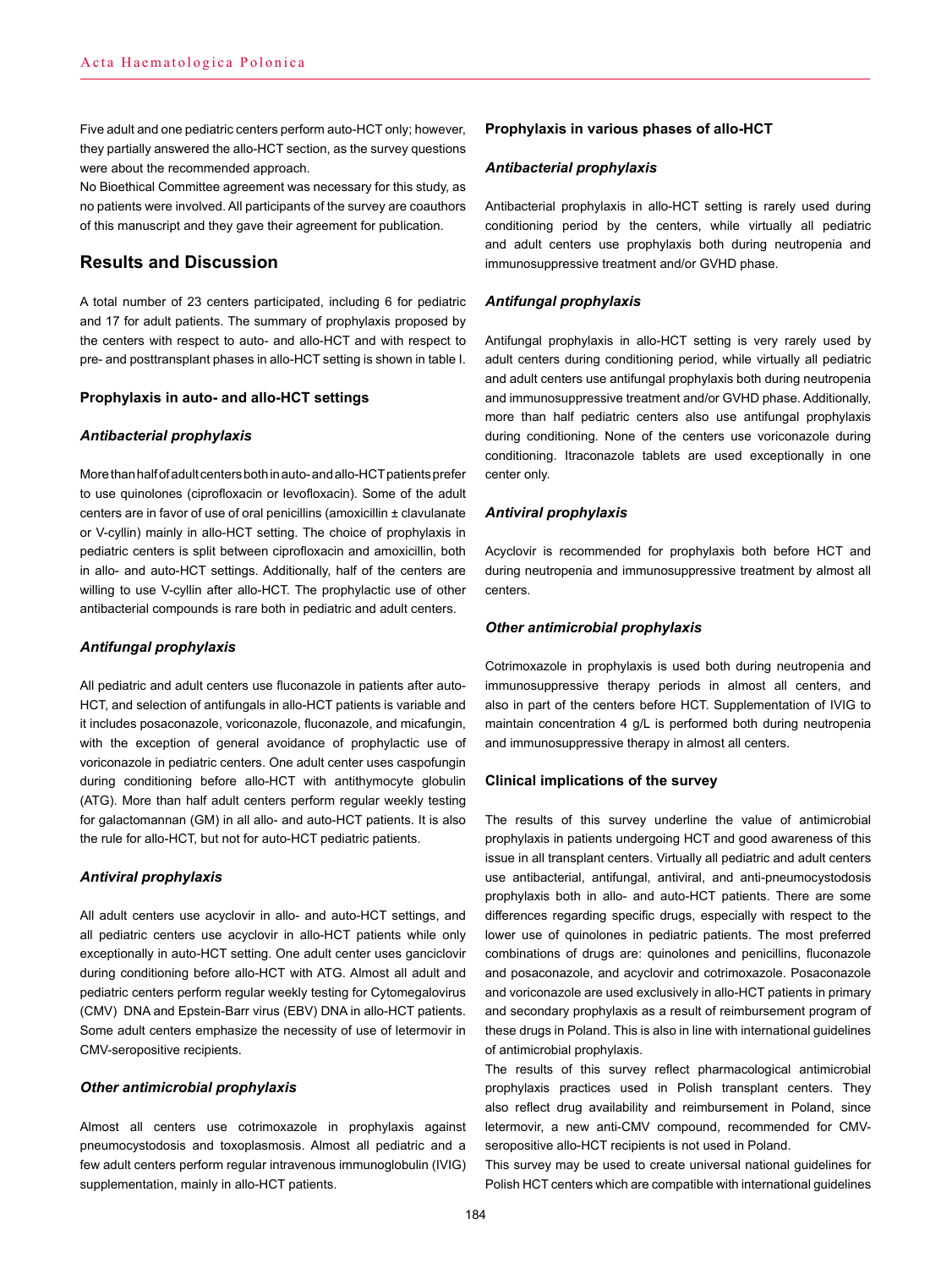Five adult and one pediatric centers perform auto-HCT only; however, they partially answered the allo-HCT section, as the survey questions were about the recommended approach.

No Bioethical Committee agreement was necessary for this study, as no patients were involved. All participants of the survey are coauthors of this manuscript and they gave their agreement for publication.

## Results and Discussion

A total number of 23 centers participated, including 6 for pediatric and 17 for adult patients. The summary of prophylaxis proposed by the centers with respect to auto- and allo-HCT and with respect to pre- and posttransplant phases in allo-HCT setting is shown in table I.

### Prophylaxis in auto- and allo-HCT settings

#### *Antibacterial prophylaxis*

More than half of adult centers both in auto- and allo-HCT patients prefer to use quinolones (ciprofloxacin or levofloxacin). Some of the adult centers are in favor of use of oral penicillins (amoxicillin ± clavulanate or V-cyllin) mainly in allo-HCT setting. The choice of prophylaxis in pediatric centers is split between ciprofloxacin and amoxicillin, both in allo- and auto-HCT settings. Additionally, half of the centers are willing to use V-cyllin after allo-HCT. The prophylactic use of other antibacterial compounds is rare both in pediatric and adult centers.

#### *Antifungal prophylaxis*

All pediatric and adult centers use fluconazole in patients after auto-HCT, and selection of antifungals in allo-HCT patients is variable and it includes posaconazole, voriconazole, fluconazole, and micafungin, with the exception of general avoidance of prophylactic use of voriconazole in pediatric centers. One adult center uses caspofungin during conditioning before allo-HCT with antithymocyte globulin (ATG). More than half adult centers perform regular weekly testing for galactomannan (GM) in all allo- and auto-HCT patients. It is also the rule for allo-HCT, but not for auto-HCT pediatric patients.

#### *Antiviral prophylaxis*

All adult centers use acyclovir in allo- and auto-HCT settings, and all pediatric centers use acyclovir in allo-HCT patients while only exceptionally in auto-HCT setting. One adult center uses ganciclovir during conditioning before allo-HCT with ATG. Almost all adult and pediatric centers perform regular weekly testing for Cytomegalovirus (CMV) DNA and Epstein-Barr virus (EBV) DNA in allo-HCT patients. Some adult centers emphasize the necessity of use of letermovir in CMV-seropositive recipients.

#### *Other antimicrobial prophylaxis*

Almost all centers use cotrimoxazole in prophylaxis against pneumocystodosis and toxoplasmosis. Almost all pediatric and a few adult centers perform regular intravenous immunoglobulin (IVIG) supplementation, mainly in allo-HCT patients.

### Prophylaxis in various phases of allo-HCT

#### *Antibacterial prophylaxis*

Antibacterial prophylaxis in allo-HCT setting is rarely used during conditioning period by the centers, while virtually all pediatric and adult centers use prophylaxis both during neutropenia and immunosuppressive treatment and/or GVHD phase.

#### *Antifungal prophylaxis*

Antifungal prophylaxis in allo-HCT setting is very rarely used by adult centers during conditioning period, while virtually all pediatric and adult centers use antifungal prophylaxis both during neutropenia and immunosuppressive treatment and/or GVHD phase. Additionally, more than half pediatric centers also use antifungal prophylaxis during conditioning. None of the centers use voriconazole during conditioning. Itraconazole tablets are used exceptionally in one center only.

#### *Antiviral prophylaxis*

Acyclovir is recommended for prophylaxis both before HCT and during neutropenia and immunosuppressive treatment by almost all centers.

#### *Other antimicrobial prophylaxis*

Cotrimoxazole in prophylaxis is used both during neutropenia and immunosuppressive therapy periods in almost all centers, and also in part of the centers before HCT. Supplementation of IVIG to maintain concentration 4 g/L is performed both during neutropenia and immunosuppressive therapy in almost all centers.

### Clinical implications of the survey

The results of this survey underline the value of antimicrobial prophylaxis in patients undergoing HCT and good awareness of this issue in all transplant centers. Virtually all pediatric and adult centers use antibacterial, antifungal, antiviral, and anti-pneumocystodosis prophylaxis both in allo- and auto-HCT patients. There are some differences regarding specific drugs, especially with respect to the lower use of quinolones in pediatric patients. The most preferred combinations of drugs are: quinolones and penicillins, fluconazole and posaconazole, and acyclovir and cotrimoxazole. Posaconazole and voriconazole are used exclusively in allo-HCT patients in primary and secondary prophylaxis as a result of reimbursement program of these drugs in Poland. This is also in line with international guidelines of antimicrobial prophylaxis.

The results of this survey reflect pharmacological antimicrobial prophylaxis practices used in Polish transplant centers. They also reflect drug availability and reimbursement in Poland, since letermovir, a new anti-CMV compound, recommended for CMV-seropositive allo-HCT recipients is not used in Poland.

This survey may be used to create universal national guidelines for Polish HCT centers which are compatible with international guidelines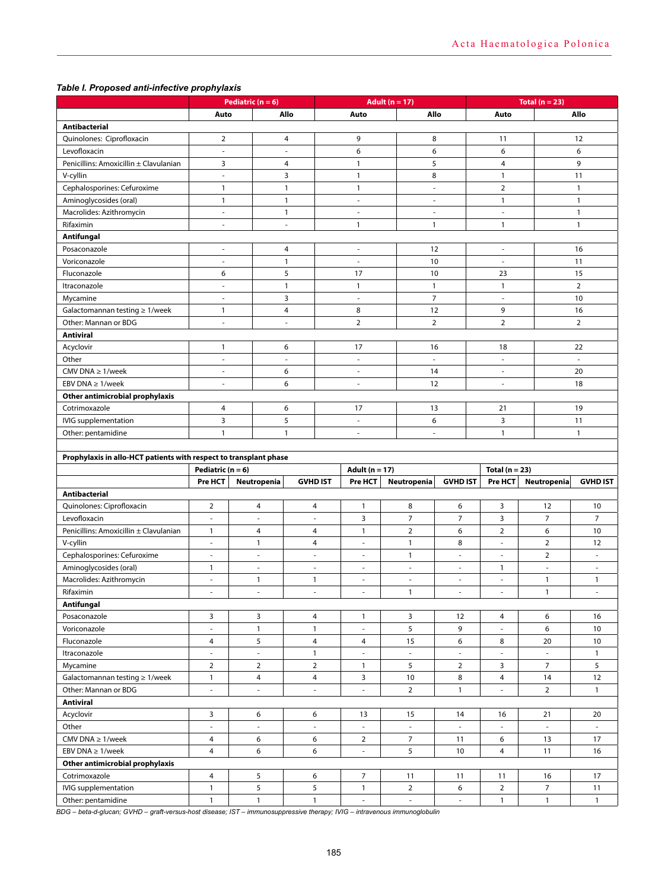***Table I. Proposed anti-infective prophylaxis***

| | Pediatric (n = 6) | | Adult (n = 17) | | Total (n = 23) | |
|---|---|---|---|---|---|---|
| | Auto | Allo | Auto | Allo | Auto | Allo |
| **Antibacterial** | | | | | | |
| Quinolones: Ciprofloxacin | 2 | 4 | 9 | 8 | 11 | 12 |
| Levofloxacin | - | - | 6 | 6 | 6 | 6 |
| Penicillins: Amoxicillin ± Clavulanian | 3 | 4 | 1 | 5 | 4 | 9 |
| V-cyllin | - | 3 | 1 | 8 | 1 | 11 |
| Cephalosporines: Cefuroxime | 1 | 1 | 1 | - | 2 | 1 |
| Aminoglycosides (oral) | 1 | 1 | - | - | 1 | 1 |
| Macrolides: Azithromycin | - | 1 | - | - | - | 1 |
| Rifaximin | - | - | 1 | 1 | 1 | 1 |
| **Antifungal** | | | | | | |
| Posaconazole | - | 4 | - | 12 | - | 16 |
| Voriconazole | - | 1 | - | 10 | - | 11 |
| Fluconazole | 6 | 5 | 17 | 10 | 23 | 15 |
| Itraconazole | - | 1 | 1 | 1 | 1 | 2 |
| Mycamine | - | 3 | - | 7 | - | 10 |
| Galactomannan testing ≥ 1/week | 1 | 4 | 8 | 12 | 9 | 16 |
| Other: Mannan or BDG | - | - | 2 | 2 | 2 | 2 |
| **Antiviral** | | | | | | |
| Acyclovir | 1 | 6 | 17 | 16 | 18 | 22 |
| Other | - | - | - | - | - | - |
| CMV DNA ≥ 1/week | - | 6 | - | 14 | - | 20 |
| EBV DNA ≥ 1/week | - | 6 | - | 12 | - | 18 |
| **Other antimicrobial prophylaxis** | | | | | | |
| Cotrimoxazole | 4 | 6 | 17 | 13 | 21 | 19 |
| IVIG supplementation | 3 | 5 | - | 6 | 3 | 11 |
| Other: pentamidine | 1 | 1 | - | - | 1 | 1 |

| **Prophylaxis in allo-HCT patients with respect to transplant phase** | Pediatric (n = 6) | | | Adult (n = 17) | | | Total (n = 23) | | |
|---|---|---|---|---|---|---|---|---|---|
| | Pre HCT | Neutropenia | GVHD IST | Pre HCT | Neutropenia | GVHD IST | Pre HCT | Neutropenia | GVHD IST |
| **Antibacterial** | | | | | | | | | |
| Quinolones: Ciprofloxacin | 2 | 4 | 4 | 1 | 8 | 6 | 3 | 12 | 10 |
| Levofloxacin | - | - | - | 3 | 7 | 7 | 3 | 7 | 7 |
| Penicillins: Amoxicillin ± Clavulanian | 1 | 4 | 4 | 1 | 2 | 6 | 2 | 6 | 10 |
| V-cyllin | - | 1 | 4 | - | 1 | 8 | - | 2 | 12 |
| Cephalosporines: Cefuroxime | - | - | - | - | 1 | - | - | 2 | - |
| Aminoglycosides (oral) | 1 | - | - | - | - | - | 1 | - | - |
| Macrolides: Azithromycin | - | 1 | 1 | - | - | - | - | 1 | 1 |
| Rifaximin | - | - | - | - | 1 | - | - | 1 | - |
| **Antifungal** | | | | | | | | | |
| Posaconazole | 3 | 3 | 4 | 1 | 3 | 12 | 4 | 6 | 16 |
| Voriconazole | - | 1 | 1 | - | 5 | 9 | - | 6 | 10 |
| Fluconazole | 4 | 5 | 4 | 4 | 15 | 6 | 8 | 20 | 10 |
| Itraconazole | - | - | 1 | - | - | - | - | - | 1 |
| Mycamine | 2 | 2 | 2 | 1 | 5 | 2 | 3 | 7 | 5 |
| Galactomannan testing ≥ 1/week | 1 | 4 | 4 | 3 | 10 | 8 | 4 | 14 | 12 |
| Other: Mannan or BDG | - | - | - | - | 2 | 1 | - | 2 | 1 |
| **Antiviral** | | | | | | | | | |
| Acyclovir | 3 | 6 | 6 | 13 | 15 | 14 | 16 | 21 | 20 |
| Other | - | - | - | - | - | - | - | - | - |
| CMV DNA ≥ 1/week | 4 | 6 | 6 | 2 | 7 | 11 | 6 | 13 | 17 |
| EBV DNA ≥ 1/week | 4 | 6 | 6 | - | 5 | 10 | 4 | 11 | 16 |
| **Other antimicrobial prophylaxis** | | | | | | | | | |
| Cotrimoxazole | 4 | 5 | 6 | 7 | 11 | 11 | 11 | 16 | 17 |
| IVIG supplementation | 1 | 5 | 5 | 1 | 2 | 6 | 2 | 7 | 11 |
| Other: pentamidine | 1 | 1 | 1 | - | - | - | 1 | 1 | 1 |

*BDG – beta-d-glucan; GVHD – graft-versus-host disease; IST – immunosuppressive therapy; IVIG – intravenous immunoglobulin*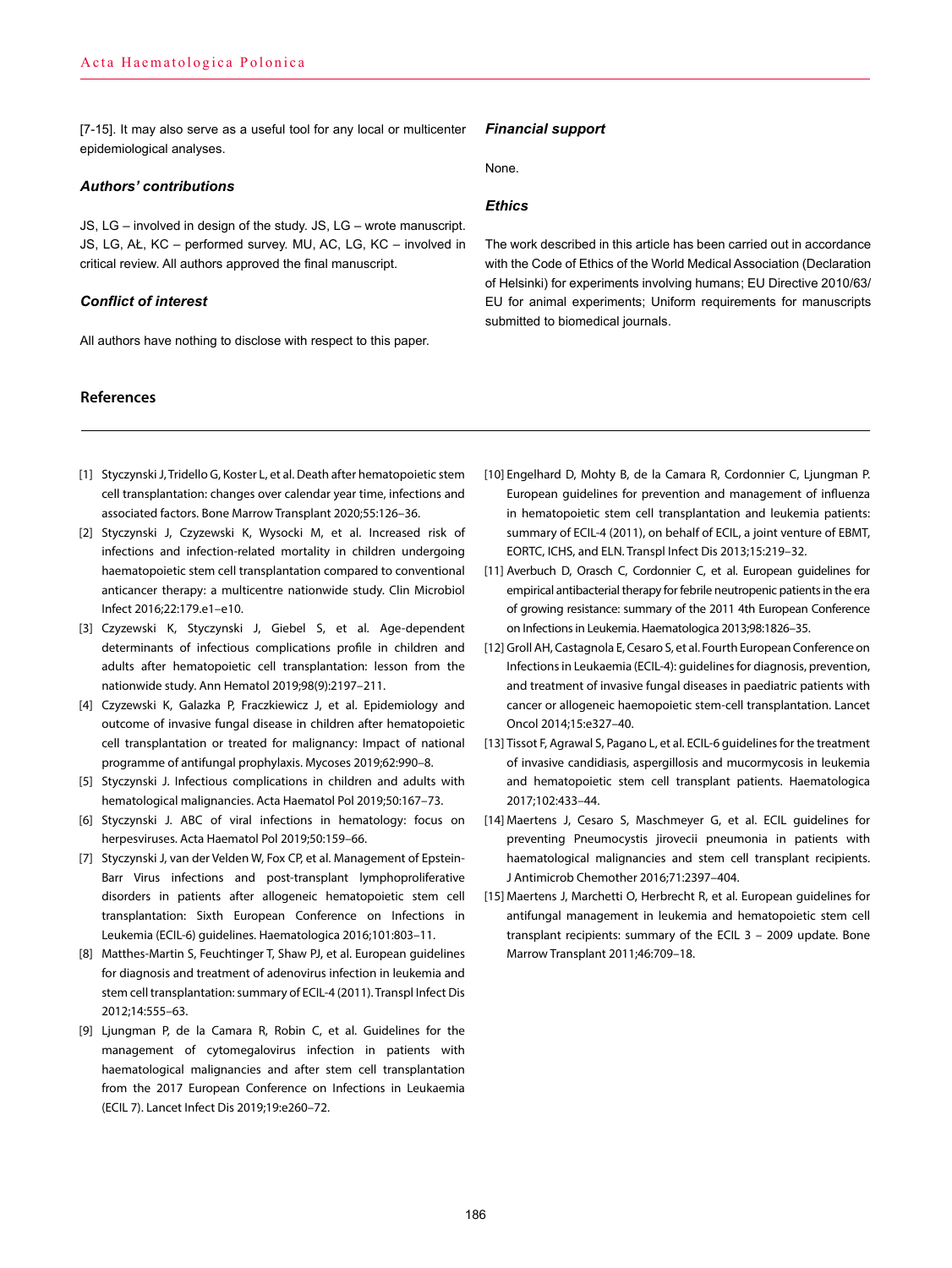[7-15]. It may also serve as a useful tool for any local or multicenter epidemiological analyses.

### *Authors' contributions*

JS, LG – involved in design of the study. JS, LG – wrote manuscript. JS, LG, AŁ, KC – performed survey. MU, AC, LG, KC – involved in critical review. All authors approved the final manuscript.

### *Conflict of interest*

All authors have nothing to disclose with respect to this paper.

### *Financial support*

None.

### *Ethics*

The work described in this article has been carried out in accordance with the Code of Ethics of the World Medical Association (Declaration of Helsinki) for experiments involving humans; EU Directive 2010/63/EU for animal experiments; Uniform requirements for manuscripts submitted to biomedical journals.

## References

[1] Styczynski J, Tridello G, Koster L, et al. Death after hematopoietic stem cell transplantation: changes over calendar year time, infections and associated factors. Bone Marrow Transplant 2020;55:126–36.

[2] Styczynski J, Czyzewski K, Wysocki M, et al. Increased risk of infections and infection-related mortality in children undergoing haematopoietic stem cell transplantation compared to conventional anticancer therapy: a multicentre nationwide study. Clin Microbiol Infect 2016;22:179.e1–e10.

[3] Czyzewski K, Styczynski J, Giebel S, et al. Age-dependent determinants of infectious complications profile in children and adults after hematopoietic cell transplantation: lesson from the nationwide study. Ann Hematol 2019;98(9):2197–211.

[4] Czyzewski K, Galazka P, Fraczkiewicz J, et al. Epidemiology and outcome of invasive fungal disease in children after hematopoietic cell transplantation or treated for malignancy: Impact of national programme of antifungal prophylaxis. Mycoses 2019;62:990–8.

[5] Styczynski J. Infectious complications in children and adults with hematological malignancies. Acta Haematol Pol 2019;50:167–73.

[6] Styczynski J. ABC of viral infections in hematology: focus on herpesviruses. Acta Haematol Pol 2019;50:159–66.

[7] Styczynski J, van der Velden W, Fox CP, et al. Management of Epstein-Barr Virus infections and post-transplant lymphoproliferative disorders in patients after allogeneic hematopoietic stem cell transplantation: Sixth European Conference on Infections in Leukemia (ECIL-6) guidelines. Haematologica 2016;101:803–11.

[8] Matthes-Martin S, Feuchtinger T, Shaw PJ, et al. European guidelines for diagnosis and treatment of adenovirus infection in leukemia and stem cell transplantation: summary of ECIL-4 (2011). Transpl Infect Dis 2012;14:555–63.

[9] Ljungman P, de la Camara R, Robin C, et al. Guidelines for the management of cytomegalovirus infection in patients with haematological malignancies and after stem cell transplantation from the 2017 European Conference on Infections in Leukaemia (ECIL 7). Lancet Infect Dis 2019;19:e260–72.

[10] Engelhard D, Mohty B, de la Camara R, Cordonnier C, Ljungman P. European guidelines for prevention and management of influenza in hematopoietic stem cell transplantation and leukemia patients: summary of ECIL-4 (2011), on behalf of ECIL, a joint venture of EBMT, EORTC, ICHS, and ELN. Transpl Infect Dis 2013;15:219–32.

[11] Averbuch D, Orasch C, Cordonnier C, et al. European guidelines for empirical antibacterial therapy for febrile neutropenic patients in the era of growing resistance: summary of the 2011 4th European Conference on Infections in Leukemia. Haematologica 2013;98:1826–35.

[12] Groll AH, Castagnola E, Cesaro S, et al. Fourth European Conference on Infections in Leukaemia (ECIL-4): guidelines for diagnosis, prevention, and treatment of invasive fungal diseases in paediatric patients with cancer or allogeneic haemopoietic stem-cell transplantation. Lancet Oncol 2014;15:e327–40.

[13] Tissot F, Agrawal S, Pagano L, et al. ECIL-6 guidelines for the treatment of invasive candidiasis, aspergillosis and mucormycosis in leukemia and hematopoietic stem cell transplant patients. Haematologica 2017;102:433–44.

[14] Maertens J, Cesaro S, Maschmeyer G, et al. ECIL guidelines for preventing Pneumocystis jirovecii pneumonia in patients with haematological malignancies and stem cell transplant recipients. J Antimicrob Chemother 2016;71:2397–404.

[15] Maertens J, Marchetti O, Herbrecht R, et al. European guidelines for antifungal management in leukemia and hematopoietic stem cell transplant recipients: summary of the ECIL 3 – 2009 update. Bone Marrow Transplant 2011;46:709–18.